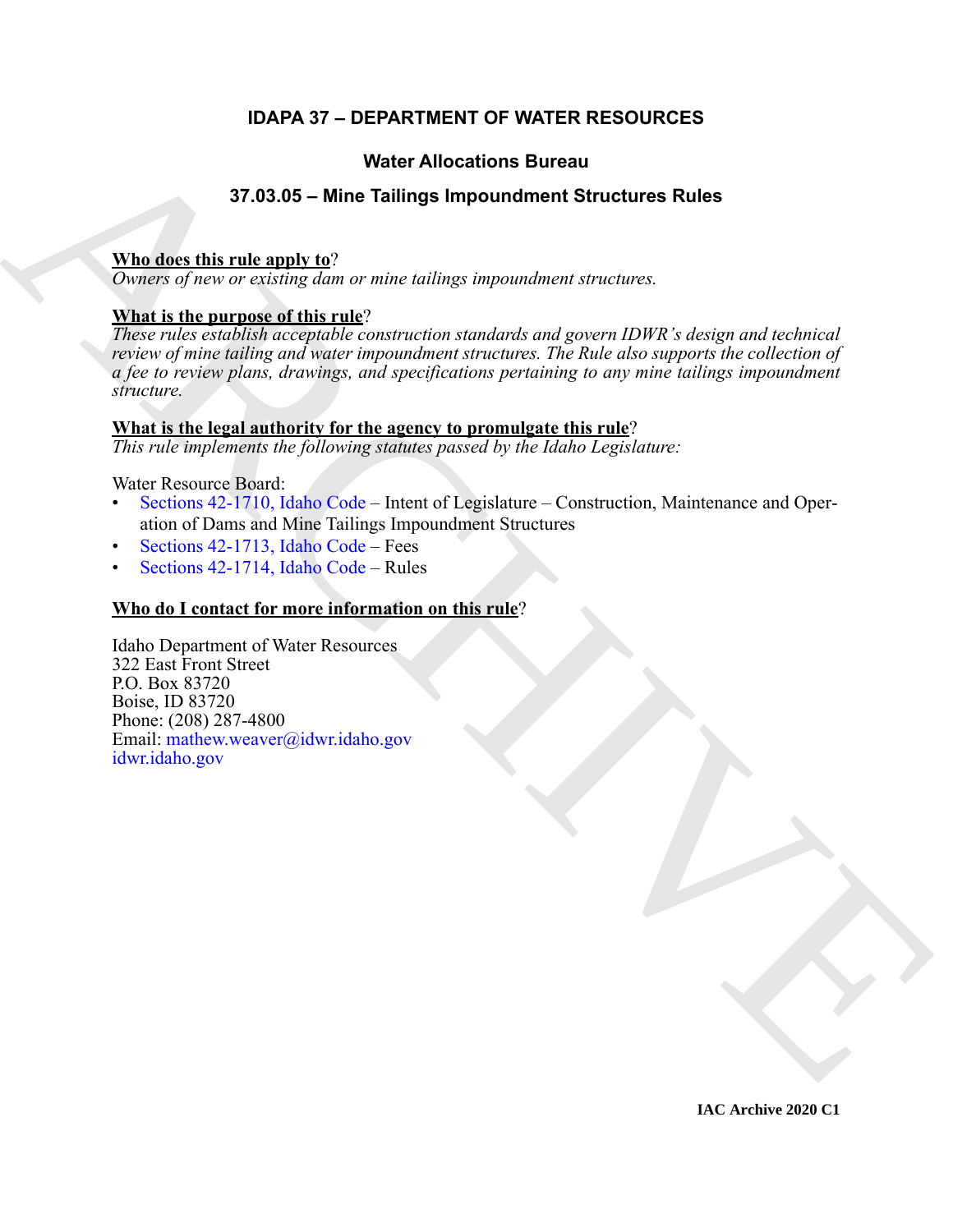# IDAPA 37 – DEPARTMENT OF WATER RESOURCES

## Water Allocations Bureau

## 37.03.05 – Mine Tailings Impoundment Structures Rules

**Who does this rule apply to**?
*Owners of new or existing dam or mine tailings impoundment structures.*

**What is the purpose of this rule**?
*These rules establish acceptable construction standards and govern IDWR's design and technical review of mine tailing and water impoundment structures. The Rule also supports the collection of a fee to review plans, drawings, and specifications pertaining to any mine tailings impoundment structure.*

**What is the legal authority for the agency to promulgate this rule**?
*This rule implements the following statutes passed by the Idaho Legislature:*

Water Resource Board:

- Sections 42-1710, Idaho Code – Intent of Legislature – Construction, Maintenance and Operation of Dams and Mine Tailings Impoundment Structures
- Sections 42-1713, Idaho Code – Fees
- Sections 42-1714, Idaho Code – Rules

**Who do I contact for more information on this rule**?

Idaho Department of Water Resources
322 East Front Street
P.O. Box 83720
Boise, ID 83720
Phone: (208) 287-4800
Email: mathew.weaver@idwr.idaho.gov
idwr.idaho.gov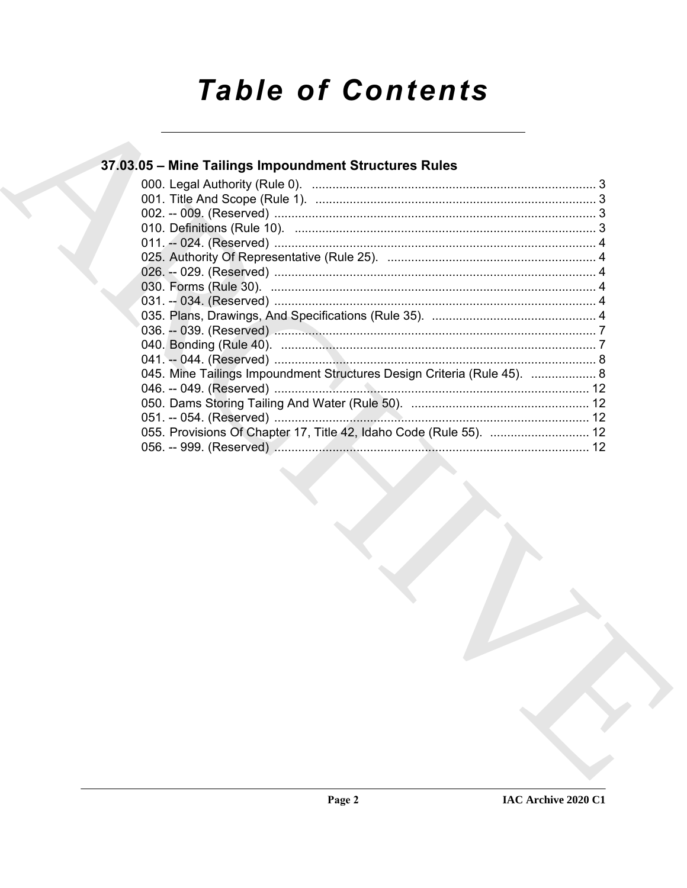# Table of Contents

## 37.03.05 – Mine Tailings Impoundment Structures Rules

000. Legal Authority (Rule 0). ... 3
001. Title And Scope (Rule 1). ... 3
002. -- 009. (Reserved) ... 3
010. Definitions (Rule 10). ... 3
011. -- 024. (Reserved) ... 4
025. Authority Of Representative (Rule 25). ... 4
026. -- 029. (Reserved) ... 4
030. Forms (Rule 30). ... 4
031. -- 034. (Reserved) ... 4
035. Plans, Drawings, And Specifications (Rule 35). ... 4
036. -- 039. (Reserved) ... 7
040. Bonding (Rule 40). ... 7
041. -- 044. (Reserved) ... 8
045. Mine Tailings Impoundment Structures Design Criteria (Rule 45). ... 8
046. -- 049. (Reserved) ... 12
050. Dams Storing Tailing And Water (Rule 50). ... 12
051. -- 054. (Reserved) ... 12
055. Provisions Of Chapter 17, Title 42, Idaho Code (Rule 55). ... 12
056. -- 999. (Reserved) ... 12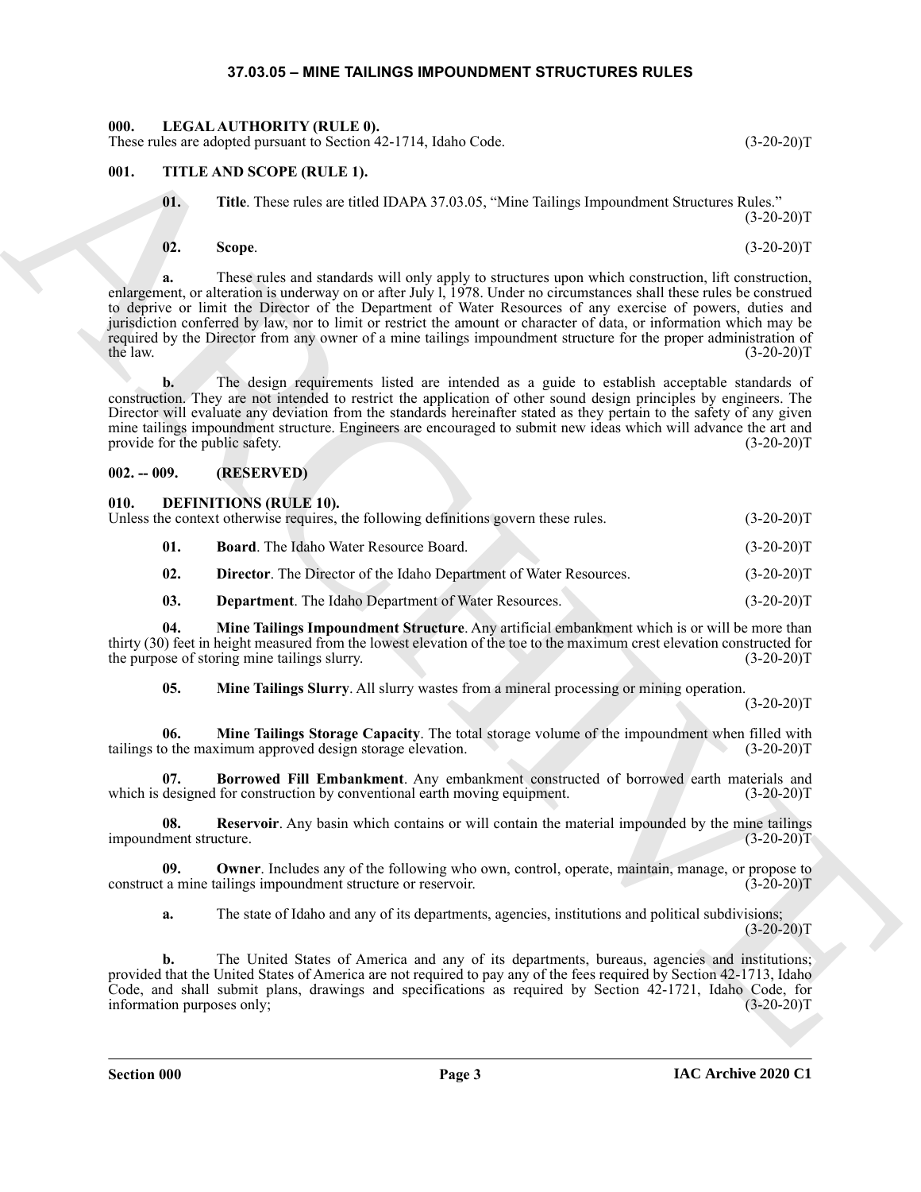# 37.03.05 – MINE TAILINGS IMPOUNDMENT STRUCTURES RULES

## 000. LEGAL AUTHORITY (RULE 0).

These rules are adopted pursuant to Section 42-1714, Idaho Code. (3-20-20)T

## 001. TITLE AND SCOPE (RULE 1).

**01. Title**. These rules are titled IDAPA 37.03.05, "Mine Tailings Impoundment Structures Rules." (3-20-20)T

**02. Scope**. (3-20-20)T

**a.** These rules and standards will only apply to structures upon which construction, lift construction, enlargement, or alteration is underway on or after July l, 1978. Under no circumstances shall these rules be construed to deprive or limit the Director of the Department of Water Resources of any exercise of powers, duties and jurisdiction conferred by law, nor to limit or restrict the amount or character of data, or information which may be required by the Director from any owner of a mine tailings impoundment structure for the proper administration of the law. (3-20-20)T

**b.** The design requirements listed are intended as a guide to establish acceptable standards of construction. They are not intended to restrict the application of other sound design principles by engineers. The Director will evaluate any deviation from the standards hereinafter stated as they pertain to the safety of any given mine tailings impoundment structure. Engineers are encouraged to submit new ideas which will advance the art and provide for the public safety. (3-20-20)T

## 002. -- 009. (RESERVED)

## 010. DEFINITIONS (RULE 10).

Unless the context otherwise requires, the following definitions govern these rules. (3-20-20)T

**01. Board**. The Idaho Water Resource Board. (3-20-20)T

**02. Director**. The Director of the Idaho Department of Water Resources. (3-20-20)T

**03. Department**. The Idaho Department of Water Resources. (3-20-20)T

**04. Mine Tailings Impoundment Structure**. Any artificial embankment which is or will be more than thirty (30) feet in height measured from the lowest elevation of the toe to the maximum crest elevation constructed for the purpose of storing mine tailings slurry. (3-20-20)T

**05. Mine Tailings Slurry**. All slurry wastes from a mineral processing or mining operation. (3-20-20)T

**06. Mine Tailings Storage Capacity**. The total storage volume of the impoundment when filled with tailings to the maximum approved design storage elevation. (3-20-20)T

**07. Borrowed Fill Embankment**. Any embankment constructed of borrowed earth materials and which is designed for construction by conventional earth moving equipment. (3-20-20)T

**08. Reservoir**. Any basin which contains or will contain the material impounded by the mine tailings impoundment structure. (3-20-20)T

**09. Owner**. Includes any of the following who own, control, operate, maintain, manage, or propose to construct a mine tailings impoundment structure or reservoir. (3-20-20)T

**a.** The state of Idaho and any of its departments, agencies, institutions and political subdivisions; (3-20-20)T

**b.** The United States of America and any of its departments, bureaus, agencies and institutions; provided that the United States of America are not required to pay any of the fees required by Section 42-1713, Idaho Code, and shall submit plans, drawings and specifications as required by Section 42-1721, Idaho Code, for information purposes only; (3-20-20)T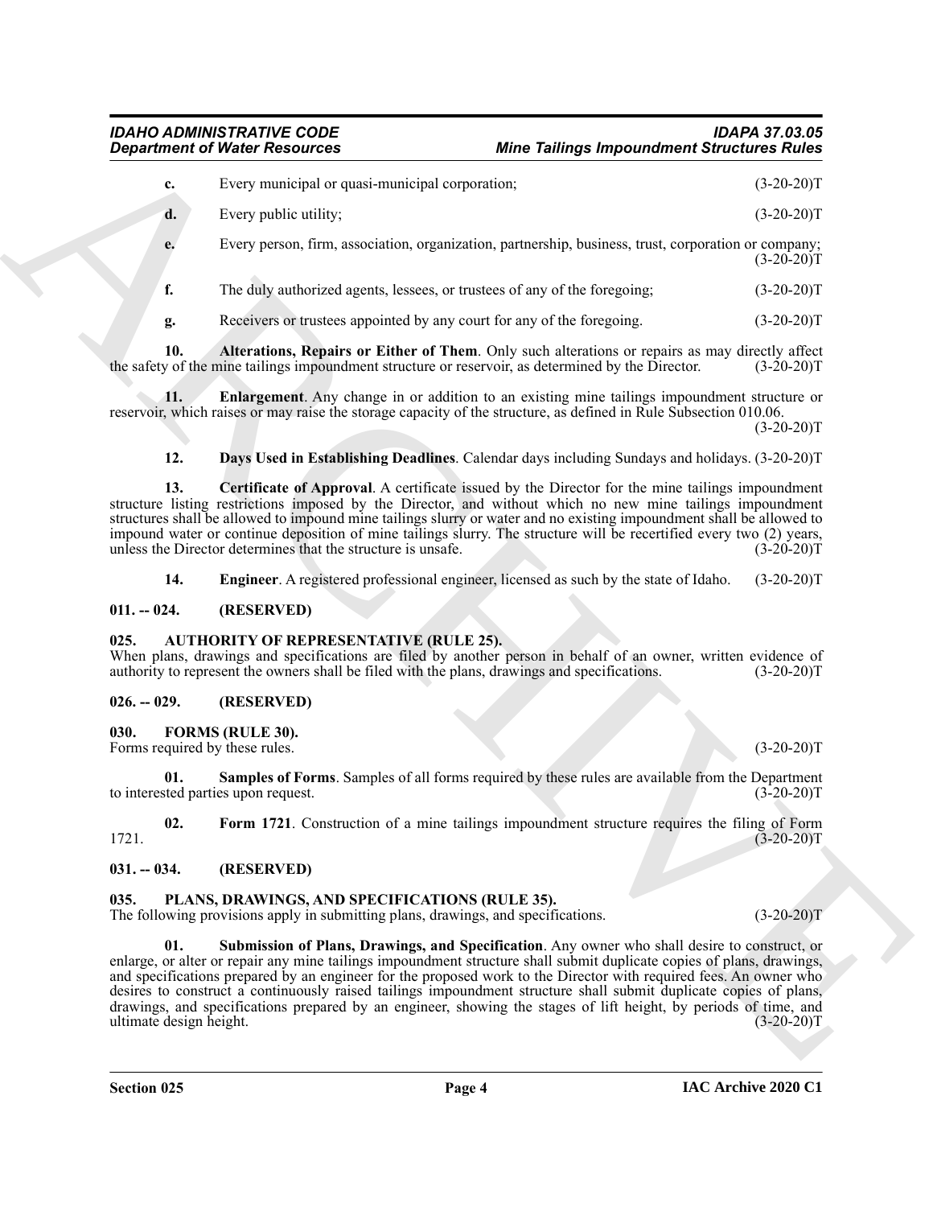**c.** Every municipal or quasi-municipal corporation; (3-20-20)T

**d.** Every public utility; (3-20-20)T

**e.** Every person, firm, association, organization, partnership, business, trust, corporation or company; (3-20-20)T

**f.** The duly authorized agents, lessees, or trustees of any of the foregoing; (3-20-20)T

**g.** Receivers or trustees appointed by any court for any of the foregoing. (3-20-20)T

**10. Alterations, Repairs or Either of Them**. Only such alterations or repairs as may directly affect the safety of the mine tailings impoundment structure or reservoir, as determined by the Director. (3-20-20)T

**11. Enlargement**. Any change in or addition to an existing mine tailings impoundment structure or reservoir, which raises or may raise the storage capacity of the structure, as defined in Rule Subsection 010.06. (3-20-20)T

**12. Days Used in Establishing Deadlines**. Calendar days including Sundays and holidays. (3-20-20)T

**13. Certificate of Approval**. A certificate issued by the Director for the mine tailings impoundment structure listing restrictions imposed by the Director, and without which no new mine tailings impoundment structures shall be allowed to impound mine tailings slurry or water and no existing impoundment shall be allowed to impound water or continue deposition of mine tailings slurry. The structure will be recertified every two (2) years, unless the Director determines that the structure is unsafe. (3-20-20)T

**14. Engineer**. A registered professional engineer, licensed as such by the state of Idaho. (3-20-20)T

## 011. -- 024. (RESERVED)

## 025. AUTHORITY OF REPRESENTATIVE (RULE 25).

When plans, drawings and specifications are filed by another person in behalf of an owner, written evidence of authority to represent the owners shall be filed with the plans, drawings and specifications. (3-20-20)T

## 026. -- 029. (RESERVED)

## 030. FORMS (RULE 30).

Forms required by these rules. (3-20-20)T

**01. Samples of Forms**. Samples of all forms required by these rules are available from the Department to interested parties upon request. (3-20-20)T

**02. Form 1721**. Construction of a mine tailings impoundment structure requires the filing of Form 1721. (3-20-20)T

## 031. -- 034. (RESERVED)

## 035. PLANS, DRAWINGS, AND SPECIFICATIONS (RULE 35).

The following provisions apply in submitting plans, drawings, and specifications. (3-20-20)T

**01. Submission of Plans, Drawings, and Specification**. Any owner who shall desire to construct, or enlarge, or alter or repair any mine tailings impoundment structure shall submit duplicate copies of plans, drawings, and specifications prepared by an engineer for the proposed work to the Director with required fees. An owner who desires to construct a continuously raised tailings impoundment structure shall submit duplicate copies of plans, drawings, and specifications prepared by an engineer, showing the stages of lift height, by periods of time, and ultimate design height. (3-20-20)T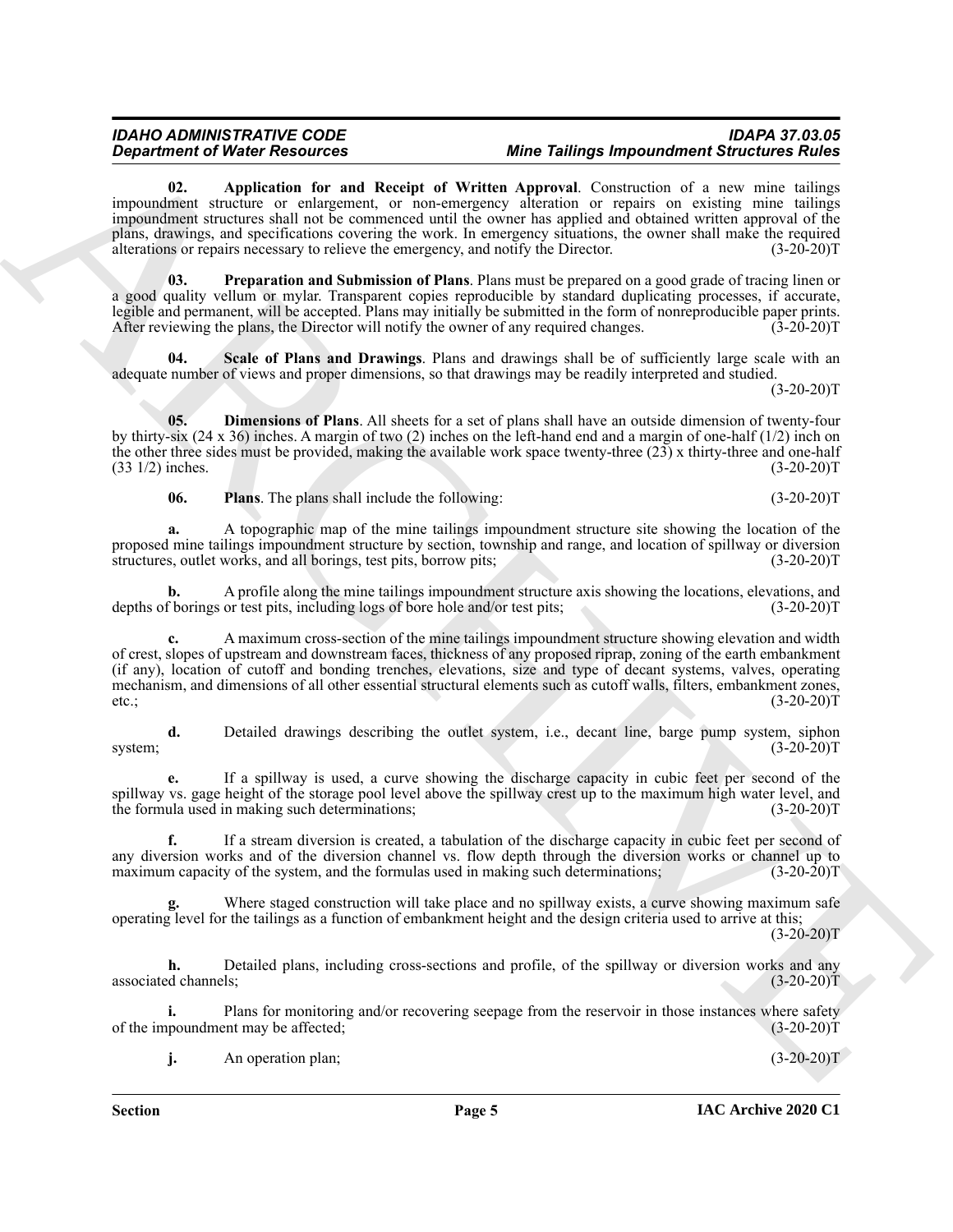**02. Application for and Receipt of Written Approval**. Construction of a new mine tailings impoundment structure or enlargement, or non-emergency alteration or repairs on existing mine tailings impoundment structures shall not be commenced until the owner has applied and obtained written approval of the plans, drawings, and specifications covering the work. In emergency situations, the owner shall make the required alterations or repairs necessary to relieve the emergency, and notify the Director. (3-20-20)T

**03. Preparation and Submission of Plans**. Plans must be prepared on a good grade of tracing linen or a good quality vellum or mylar. Transparent copies reproducible by standard duplicating processes, if accurate, legible and permanent, will be accepted. Plans may initially be submitted in the form of nonreproducible paper prints. After reviewing the plans, the Director will notify the owner of any required changes. (3-20-20)T

**04. Scale of Plans and Drawings**. Plans and drawings shall be of sufficiently large scale with an adequate number of views and proper dimensions, so that drawings may be readily interpreted and studied. (3-20-20)T

**05. Dimensions of Plans**. All sheets for a set of plans shall have an outside dimension of twenty-four by thirty-six (24 x 36) inches. A margin of two (2) inches on the left-hand end and a margin of one-half (1/2) inch on the other three sides must be provided, making the available work space twenty-three (23) x thirty-three and one-half (33 1/2) inches. (3-20-20)T

**06. Plans**. The plans shall include the following: (3-20-20)T

**a.** A topographic map of the mine tailings impoundment structure site showing the location of the proposed mine tailings impoundment structure by section, township and range, and location of spillway or diversion structures, outlet works, and all borings, test pits, borrow pits; (3-20-20)T

**b.** A profile along the mine tailings impoundment structure axis showing the locations, elevations, and depths of borings or test pits, including logs of bore hole and/or test pits; (3-20-20)T

**c.** A maximum cross-section of the mine tailings impoundment structure showing elevation and width of crest, slopes of upstream and downstream faces, thickness of any proposed riprap, zoning of the earth embankment (if any), location of cutoff and bonding trenches, elevations, size and type of decant systems, valves, operating mechanism, and dimensions of all other essential structural elements such as cutoff walls, filters, embankment zones, etc.; (3-20-20)T

**d.** Detailed drawings describing the outlet system, i.e., decant line, barge pump system, siphon system; (3-20-20)T

**e.** If a spillway is used, a curve showing the discharge capacity in cubic feet per second of the spillway vs. gage height of the storage pool level above the spillway crest up to the maximum high water level, and the formula used in making such determinations; (3-20-20)T

**f.** If a stream diversion is created, a tabulation of the discharge capacity in cubic feet per second of any diversion works and of the diversion channel vs. flow depth through the diversion works or channel up to maximum capacity of the system, and the formulas used in making such determinations; (3-20-20)T

**g.** Where staged construction will take place and no spillway exists, a curve showing maximum safe operating level for the tailings as a function of embankment height and the design criteria used to arrive at this; (3-20-20)T

**h.** Detailed plans, including cross-sections and profile, of the spillway or diversion works and any associated channels; (3-20-20)T

**i.** Plans for monitoring and/or recovering seepage from the reservoir in those instances where safety of the impoundment may be affected; (3-20-20)T

**j.** An operation plan; (3-20-20)T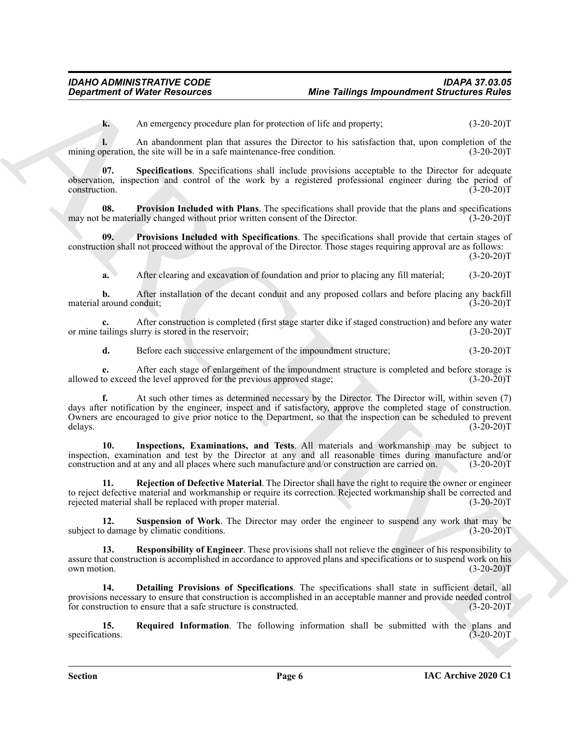**k.** An emergency procedure plan for protection of life and property; (3-20-20)T

**l.** An abandonment plan that assures the Director to his satisfaction that, upon completion of the mining operation, the site will be in a safe maintenance-free condition. (3-20-20)T

**07. Specifications**. Specifications shall include provisions acceptable to the Director for adequate observation, inspection and control of the work by a registered professional engineer during the period of construction. (3-20-20)T

**08. Provision Included with Plans**. The specifications shall provide that the plans and specifications may not be materially changed without prior written consent of the Director. (3-20-20)T

**09. Provisions Included with Specifications**. The specifications shall provide that certain stages of construction shall not proceed without the approval of the Director. Those stages requiring approval are as follows: (3-20-20)T

**a.** After clearing and excavation of foundation and prior to placing any fill material; (3-20-20)T

**b.** After installation of the decant conduit and any proposed collars and before placing any backfill material around conduit; (3-20-20)T

**c.** After construction is completed (first stage starter dike if staged construction) and before any water or mine tailings slurry is stored in the reservoir; (3-20-20)T

**d.** Before each successive enlargement of the impoundment structure; (3-20-20)T

**e.** After each stage of enlargement of the impoundment structure is completed and before storage is allowed to exceed the level approved for the previous approved stage; (3-20-20)T

**f.** At such other times as determined necessary by the Director. The Director will, within seven (7) days after notification by the engineer, inspect and if satisfactory, approve the completed stage of construction. Owners are encouraged to give prior notice to the Department, so that the inspection can be scheduled to prevent delays. (3-20-20)T

**10. Inspections, Examinations, and Tests**. All materials and workmanship may be subject to inspection, examination and test by the Director at any and all reasonable times during manufacture and/or construction and at any and all places where such manufacture and/or construction are carried on. (3-20-20)T

**11. Rejection of Defective Material**. The Director shall have the right to require the owner or engineer to reject defective material and workmanship or require its correction. Rejected workmanship shall be corrected and rejected material shall be replaced with proper material. (3-20-20)T

**12. Suspension of Work**. The Director may order the engineer to suspend any work that may be subject to damage by climatic conditions. (3-20-20)T

**13. Responsibility of Engineer**. These provisions shall not relieve the engineer of his responsibility to assure that construction is accomplished in accordance to approved plans and specifications or to suspend work on his own motion. (3-20-20)T

**14. Detailing Provisions of Specifications**. The specifications shall state in sufficient detail, all provisions necessary to ensure that construction is accomplished in an acceptable manner and provide needed control for construction to ensure that a safe structure is constructed. (3-20-20)T

**15. Required Information**. The following information shall be submitted with the plans and specifications. (3-20-20)T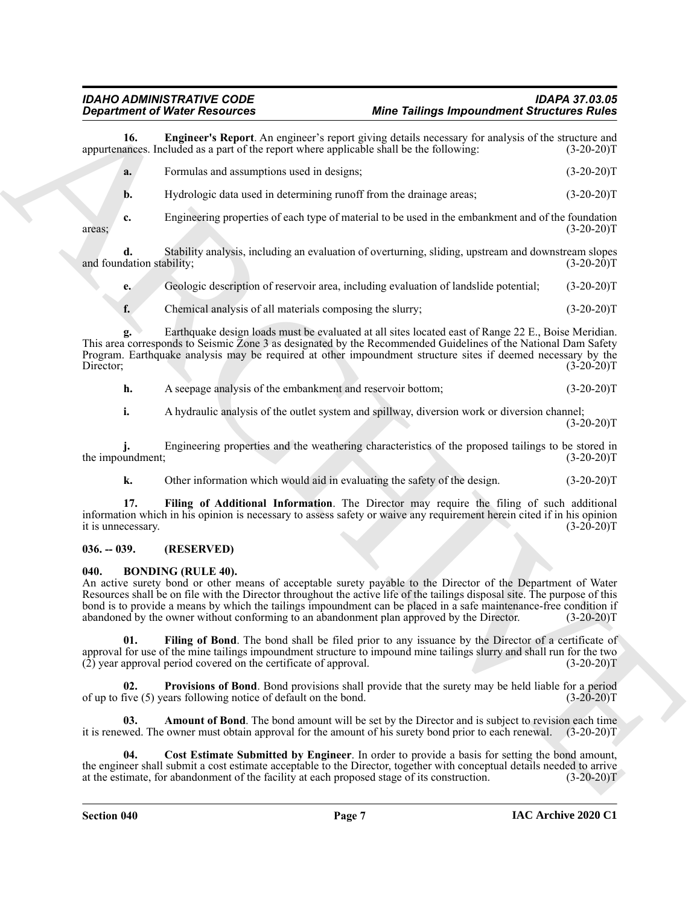**16. Engineer's Report**. An engineer's report giving details necessary for analysis of the structure and appurtenances. Included as a part of the report where applicable shall be the following: (3-20-20)T

**a.** Formulas and assumptions used in designs; (3-20-20)T

**b.** Hydrologic data used in determining runoff from the drainage areas; (3-20-20)T

**c.** Engineering properties of each type of material to be used in the embankment and of the foundation areas; (3-20-20)T

**d.** Stability analysis, including an evaluation of overturning, sliding, upstream and downstream slopes and foundation stability; (3-20-20)T

**e.** Geologic description of reservoir area, including evaluation of landslide potential; (3-20-20)T

**f.** Chemical analysis of all materials composing the slurry; (3-20-20)T

**g.** Earthquake design loads must be evaluated at all sites located east of Range 22 E., Boise Meridian. This area corresponds to Seismic Zone 3 as designated by the Recommended Guidelines of the National Dam Safety Program. Earthquake analysis may be required at other impoundment structure sites if deemed necessary by the Director; (3-20-20)T

**h.** A seepage analysis of the embankment and reservoir bottom; (3-20-20)T

**i.** A hydraulic analysis of the outlet system and spillway, diversion work or diversion channel; (3-20-20)T

**j.** Engineering properties and the weathering characteristics of the proposed tailings to be stored in the impoundment; (3-20-20)T

**k.** Other information which would aid in evaluating the safety of the design. (3-20-20)T

**17. Filing of Additional Information**. The Director may require the filing of such additional information which in his opinion is necessary to assess safety or waive any requirement herein cited if in his opinion it is unnecessary. (3-20-20)T

## 036. -- 039. (RESERVED)

## 040. BONDING (RULE 40).

An active surety bond or other means of acceptable surety payable to the Director of the Department of Water Resources shall be on file with the Director throughout the active life of the tailings disposal site. The purpose of this bond is to provide a means by which the tailings impoundment can be placed in a safe maintenance-free condition if abandoned by the owner without conforming to an abandonment plan approved by the Director. (3-20-20)T

**01. Filing of Bond**. The bond shall be filed prior to any issuance by the Director of a certificate of approval for use of the mine tailings impoundment structure to impound mine tailings slurry and shall run for the two (2) year approval period covered on the certificate of approval. (3-20-20)T

**02. Provisions of Bond**. Bond provisions shall provide that the surety may be held liable for a period of up to five (5) years following notice of default on the bond. (3-20-20)T

**03. Amount of Bond**. The bond amount will be set by the Director and is subject to revision each time it is renewed. The owner must obtain approval for the amount of his surety bond prior to each renewal. (3-20-20)T

**04. Cost Estimate Submitted by Engineer**. In order to provide a basis for setting the bond amount, the engineer shall submit a cost estimate acceptable to the Director, together with conceptual details needed to arrive at the estimate, for abandonment of the facility at each proposed stage of its construction. (3-20-20)T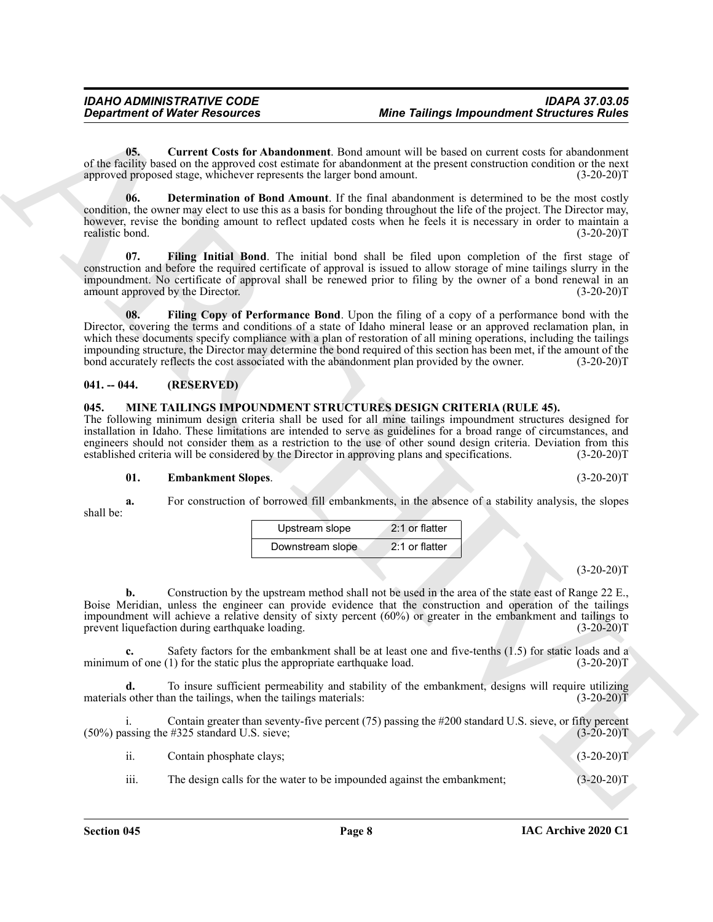**05. Current Costs for Abandonment**. Bond amount will be based on current costs for abandonment of the facility based on the approved cost estimate for abandonment at the present construction condition or the next approved proposed stage, whichever represents the larger bond amount. (3-20-20)T

**06. Determination of Bond Amount**. If the final abandonment is determined to be the most costly condition, the owner may elect to use this as a basis for bonding throughout the life of the project. The Director may, however, revise the bonding amount to reflect updated costs when he feels it is necessary in order to maintain a realistic bond. (3-20-20)T

**07. Filing Initial Bond**. The initial bond shall be filed upon completion of the first stage of construction and before the required certificate of approval is issued to allow storage of mine tailings slurry in the impoundment. No certificate of approval shall be renewed prior to filing by the owner of a bond renewal in an amount approved by the Director. (3-20-20)T

**08. Filing Copy of Performance Bond**. Upon the filing of a copy of a performance bond with the Director, covering the terms and conditions of a state of Idaho mineral lease or an approved reclamation plan, in which these documents specify compliance with a plan of restoration of all mining operations, including the tailings impounding structure, the Director may determine the bond required of this section has been met, if the amount of the bond accurately reflects the cost associated with the abandonment plan provided by the owner. (3-20-20)T

## 041. -- 044. (RESERVED)

## 045. MINE TAILINGS IMPOUNDMENT STRUCTURES DESIGN CRITERIA (RULE 45).

The following minimum design criteria shall be used for all mine tailings impoundment structures designed for installation in Idaho. These limitations are intended to serve as guidelines for a broad range of circumstances, and engineers should not consider them as a restriction to the use of other sound design criteria. Deviation from this established criteria will be considered by the Director in approving plans and specifications. (3-20-20)T

**01. Embankment Slopes**. (3-20-20)T

**a.** For construction of borrowed fill embankments, in the absence of a stability analysis, the slopes shall be:

| Upstream slope | 2:1 or flatter |
|---|---|
| Downstream slope | 2:1 or flatter |

(3-20-20)T

**b.** Construction by the upstream method shall not be used in the area of the state east of Range 22 E., Boise Meridian, unless the engineer can provide evidence that the construction and operation of the tailings impoundment will achieve a relative density of sixty percent (60%) or greater in the embankment and tailings to prevent liquefaction during earthquake loading. (3-20-20)T

**c.** Safety factors for the embankment shall be at least one and five-tenths (1.5) for static loads and a minimum of one (1) for the static plus the appropriate earthquake load. (3-20-20)T

**d.** To insure sufficient permeability and stability of the embankment, designs will require utilizing materials other than the tailings, when the tailings materials: (3-20-20)T

i. Contain greater than seventy-five percent (75) passing the #200 standard U.S. sieve, or fifty percent (50%) passing the #325 standard U.S. sieve; (3-20-20)T

ii. Contain phosphate clays; (3-20-20)T

iii. The design calls for the water to be impounded against the embankment; (3-20-20)T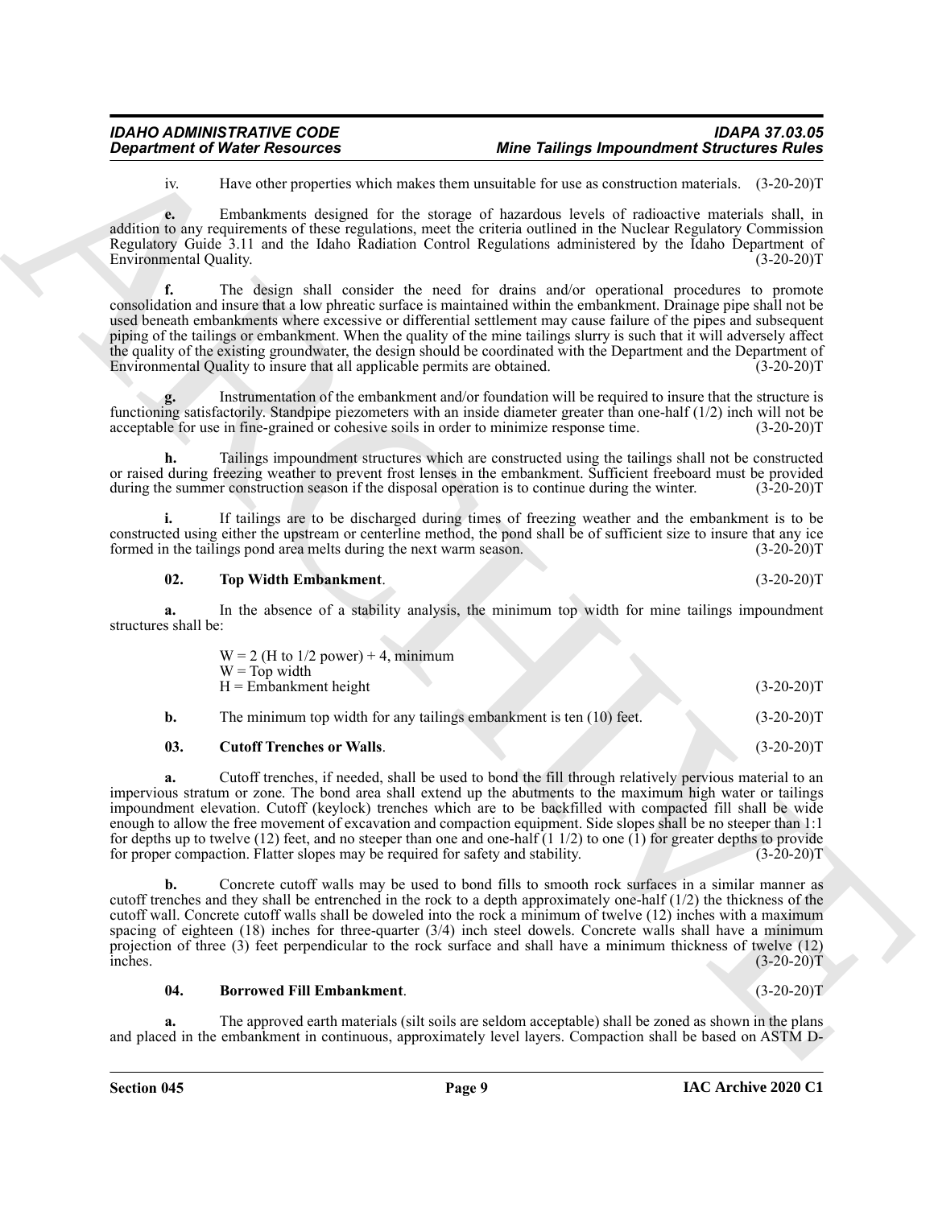iv. Have other properties which makes them unsuitable for use as construction materials. (3-20-20)T

**e.** Embankments designed for the storage of hazardous levels of radioactive materials shall, in addition to any requirements of these regulations, meet the criteria outlined in the Nuclear Regulatory Commission Regulatory Guide 3.11 and the Idaho Radiation Control Regulations administered by the Idaho Department of Environmental Quality. (3-20-20)T

**f.** The design shall consider the need for drains and/or operational procedures to promote consolidation and insure that a low phreatic surface is maintained within the embankment. Drainage pipe shall not be used beneath embankments where excessive or differential settlement may cause failure of the pipes and subsequent piping of the tailings or embankment. When the quality of the mine tailings slurry is such that it will adversely affect the quality of the existing groundwater, the design should be coordinated with the Department and the Department of Environmental Quality to insure that all applicable permits are obtained. (3-20-20)T

**g.** Instrumentation of the embankment and/or foundation will be required to insure that the structure is functioning satisfactorily. Standpipe piezometers with an inside diameter greater than one-half (1/2) inch will not be acceptable for use in fine-grained or cohesive soils in order to minimize response time. (3-20-20)T

**h.** Tailings impoundment structures which are constructed using the tailings shall not be constructed or raised during freezing weather to prevent frost lenses in the embankment. Sufficient freeboard must be provided during the summer construction season if the disposal operation is to continue during the winter. (3-20-20)T

**i.** If tailings are to be discharged during times of freezing weather and the embankment is to be constructed using either the upstream or centerline method, the pond shall be of sufficient size to insure that any ice formed in the tailings pond area melts during the next warm season. (3-20-20)T

**02. Top Width Embankment**. (3-20-20)T

**a.** In the absence of a stability analysis, the minimum top width for mine tailings impoundment structures shall be:

W = 2 (H to 1/2 power) + 4, minimum
W = Top width
H = Embankment height (3-20-20)T

**b.** The minimum top width for any tailings embankment is ten (10) feet. (3-20-20)T

**03. Cutoff Trenches or Walls**. (3-20-20)T

**a.** Cutoff trenches, if needed, shall be used to bond the fill through relatively pervious material to an impervious stratum or zone. The bond area shall extend up the abutments to the maximum high water or tailings impoundment elevation. Cutoff (keylock) trenches which are to be backfilled with compacted fill shall be wide enough to allow the free movement of excavation and compaction equipment. Side slopes shall be no steeper than 1:1 for depths up to twelve (12) feet, and no steeper than one and one-half (1 1/2) to one (1) for greater depths to provide for proper compaction. Flatter slopes may be required for safety and stability. (3-20-20)T

**b.** Concrete cutoff walls may be used to bond fills to smooth rock surfaces in a similar manner as cutoff trenches and they shall be entrenched in the rock to a depth approximately one-half (1/2) the thickness of the cutoff wall. Concrete cutoff walls shall be doweled into the rock a minimum of twelve (12) inches with a maximum spacing of eighteen (18) inches for three-quarter (3/4) inch steel dowels. Concrete walls shall have a minimum projection of three (3) feet perpendicular to the rock surface and shall have a minimum thickness of twelve (12) inches. (3-20-20)T

**04. Borrowed Fill Embankment**. (3-20-20)T

**a.** The approved earth materials (silt soils are seldom acceptable) shall be zoned as shown in the plans and placed in the embankment in continuous, approximately level layers. Compaction shall be based on ASTM D-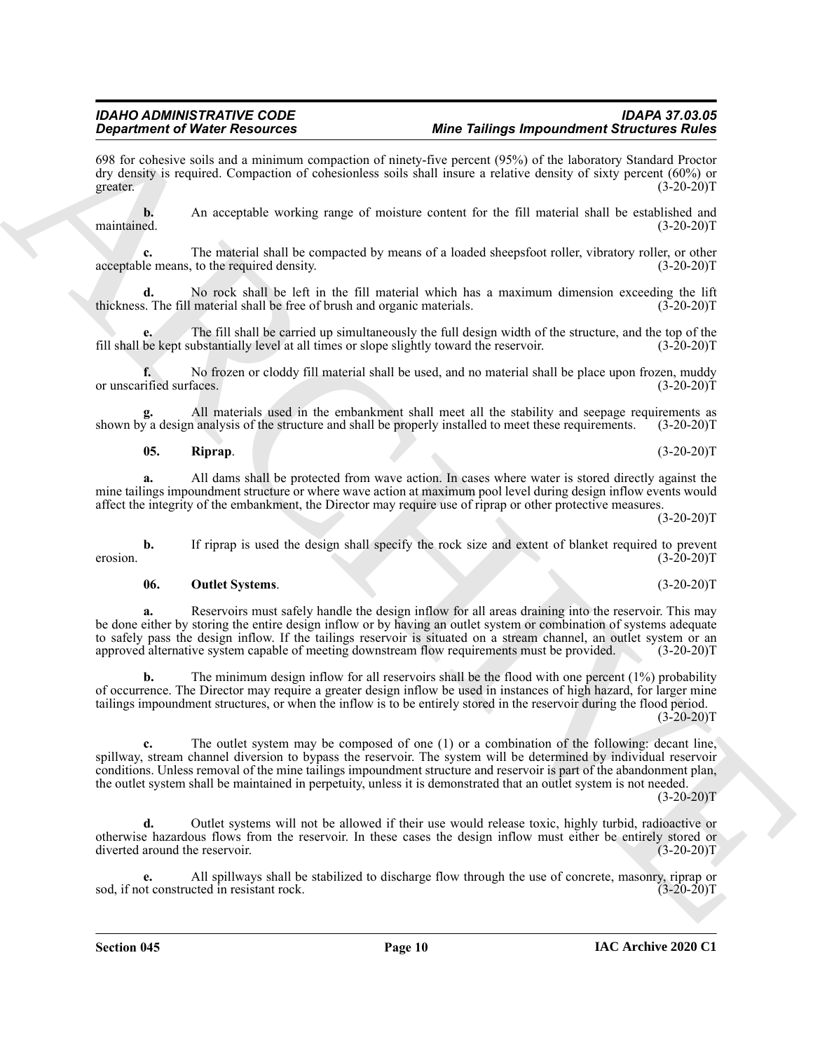698 for cohesive soils and a minimum compaction of ninety-five percent (95%) of the laboratory Standard Proctor dry density is required. Compaction of cohesionless soils shall insure a relative density of sixty percent (60%) or greater. (3-20-20)T

**b.** An acceptable working range of moisture content for the fill material shall be established and maintained. (3-20-20)T

**c.** The material shall be compacted by means of a loaded sheepsfoot roller, vibratory roller, or other acceptable means, to the required density. (3-20-20)T

**d.** No rock shall be left in the fill material which has a maximum dimension exceeding the lift thickness. The fill material shall be free of brush and organic materials. (3-20-20)T

**e.** The fill shall be carried up simultaneously the full design width of the structure, and the top of the fill shall be kept substantially level at all times or slope slightly toward the reservoir. (3-20-20)T

**f.** No frozen or cloddy fill material shall be used, and no material shall be place upon frozen, muddy or unscarified surfaces. (3-20-20)T

**g.** All materials used in the embankment shall meet all the stability and seepage requirements as shown by a design analysis of the structure and shall be properly installed to meet these requirements. (3-20-20)T

**05. Riprap**. (3-20-20)T

**a.** All dams shall be protected from wave action. In cases where water is stored directly against the mine tailings impoundment structure or where wave action at maximum pool level during design inflow events would affect the integrity of the embankment, the Director may require use of riprap or other protective measures. (3-20-20)T

**b.** If riprap is used the design shall specify the rock size and extent of blanket required to prevent erosion. (3-20-20)T

**06. Outlet Systems**. (3-20-20)T

**a.** Reservoirs must safely handle the design inflow for all areas draining into the reservoir. This may be done either by storing the entire design inflow or by having an outlet system or combination of systems adequate to safely pass the design inflow. If the tailings reservoir is situated on a stream channel, an outlet system or an approved alternative system capable of meeting downstream flow requirements must be provided. (3-20-20)T

**b.** The minimum design inflow for all reservoirs shall be the flood with one percent (1%) probability of occurrence. The Director may require a greater design inflow be used in instances of high hazard, for larger mine tailings impoundment structures, or when the inflow is to be entirely stored in the reservoir during the flood period. (3-20-20)T

**c.** The outlet system may be composed of one (1) or a combination of the following: decant line, spillway, stream channel diversion to bypass the reservoir. The system will be determined by individual reservoir conditions. Unless removal of the mine tailings impoundment structure and reservoir is part of the abandonment plan, the outlet system shall be maintained in perpetuity, unless it is demonstrated that an outlet system is not needed. (3-20-20)T

**d.** Outlet systems will not be allowed if their use would release toxic, highly turbid, radioactive or otherwise hazardous flows from the reservoir. In these cases the design inflow must either be entirely stored or diverted around the reservoir. (3-20-20)T

**e.** All spillways shall be stabilized to discharge flow through the use of concrete, masonry, riprap or sod, if not constructed in resistant rock. (3-20-20)T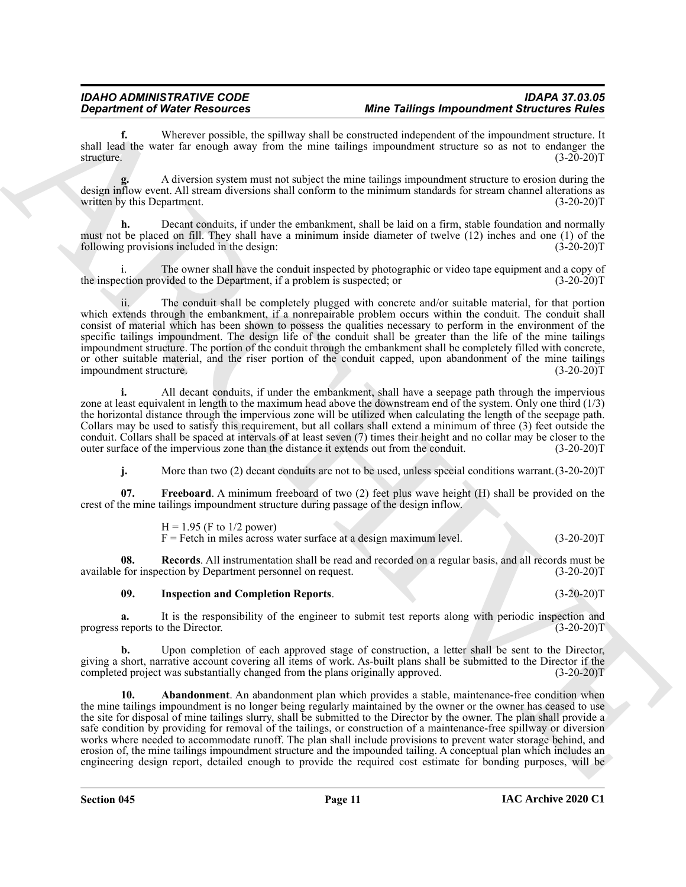**f.** Wherever possible, the spillway shall be constructed independent of the impoundment structure. It shall lead the water far enough away from the mine tailings impoundment structure so as not to endanger the structure. (3-20-20)T

**g.** A diversion system must not subject the mine tailings impoundment structure to erosion during the design inflow event. All stream diversions shall conform to the minimum standards for stream channel alterations as written by this Department. (3-20-20)T

**h.** Decant conduits, if under the embankment, shall be laid on a firm, stable foundation and normally must not be placed on fill. They shall have a minimum inside diameter of twelve (12) inches and one (1) of the following provisions included in the design: (3-20-20)T

i. The owner shall have the conduit inspected by photographic or video tape equipment and a copy of the inspection provided to the Department, if a problem is suspected; or (3-20-20)T

ii. The conduit shall be completely plugged with concrete and/or suitable material, for that portion which extends through the embankment, if a nonrepairable problem occurs within the conduit. The conduit shall consist of material which has been shown to possess the qualities necessary to perform in the environment of the specific tailings impoundment. The design life of the conduit shall be greater than the life of the mine tailings impoundment structure. The portion of the conduit through the embankment shall be completely filled with concrete, or other suitable material, and the riser portion of the conduit capped, upon abandonment of the mine tailings impoundment structure. (3-20-20)T

**i.** All decant conduits, if under the embankment, shall have a seepage path through the impervious zone at least equivalent in length to the maximum head above the downstream end of the system. Only one third (1/3) the horizontal distance through the impervious zone will be utilized when calculating the length of the seepage path. Collars may be used to satisfy this requirement, but all collars shall extend a minimum of three (3) feet outside the conduit. Collars shall be spaced at intervals of at least seven (7) times their height and no collar may be closer to the outer surface of the impervious zone than the distance it extends out from the conduit. (3-20-20)T

**j.** More than two (2) decant conduits are not to be used, unless special conditions warrant. (3-20-20)T

**07. Freeboard**. A minimum freeboard of two (2) feet plus wave height (H) shall be provided on the crest of the mine tailings impoundment structure during passage of the design inflow.

$H = 1.95$ (F to 1/2 power)
F = Fetch in miles across water surface at a design maximum level. (3-20-20)T

**08. Records**. All instrumentation shall be read and recorded on a regular basis, and all records must be available for inspection by Department personnel on request. (3-20-20)T

**09. Inspection and Completion Reports**. (3-20-20)T

**a.** It is the responsibility of the engineer to submit test reports along with periodic inspection and progress reports to the Director. (3-20-20)T

**b.** Upon completion of each approved stage of construction, a letter shall be sent to the Director, giving a short, narrative account covering all items of work. As-built plans shall be submitted to the Director if the completed project was substantially changed from the plans originally approved. (3-20-20)T

**10. Abandonment**. An abandonment plan which provides a stable, maintenance-free condition when the mine tailings impoundment is no longer being regularly maintained by the owner or the owner has ceased to use the site for disposal of mine tailings slurry, shall be submitted to the Director by the owner. The plan shall provide a safe condition by providing for removal of the tailings, or construction of a maintenance-free spillway or diversion works where needed to accommodate runoff. The plan shall include provisions to prevent water storage behind, and erosion of, the mine tailings impoundment structure and the impounded tailing. A conceptual plan which includes an engineering design report, detailed enough to provide the required cost estimate for bonding purposes, will be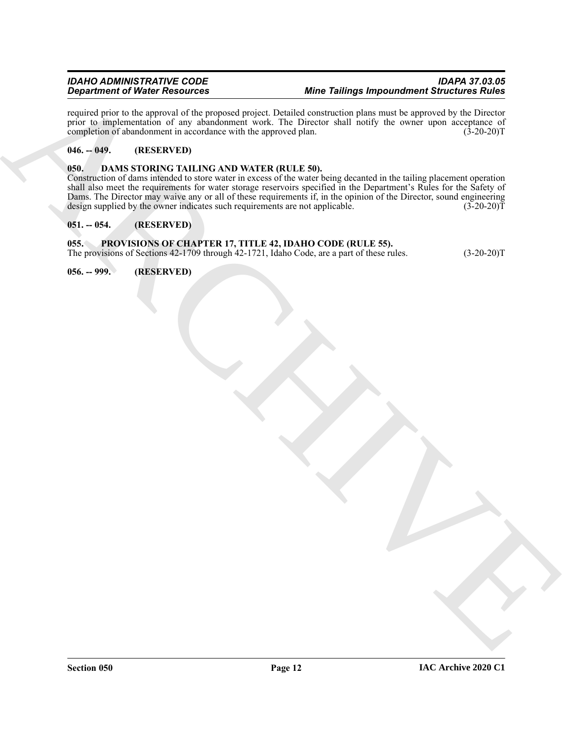required prior to the approval of the proposed project. Detailed construction plans must be approved by the Director prior to implementation of any abandonment work. The Director shall notify the owner upon acceptance of completion of abandonment in accordance with the approved plan. (3-20-20)T

### 046. -- 049. (RESERVED)

### 050. DAMS STORING TAILING AND WATER (RULE 50).

Construction of dams intended to store water in excess of the water being decanted in the tailing placement operation shall also meet the requirements for water storage reservoirs specified in the Department's Rules for the Safety of Dams. The Director may waive any or all of these requirements if, in the opinion of the Director, sound engineering design supplied by the owner indicates such requirements are not applicable. (3-20-20)T

### 051. -- 054. (RESERVED)

### 055. PROVISIONS OF CHAPTER 17, TITLE 42, IDAHO CODE (RULE 55).

The provisions of Sections 42-1709 through 42-1721, Idaho Code, are a part of these rules. (3-20-20)T

### 056. -- 999. (RESERVED)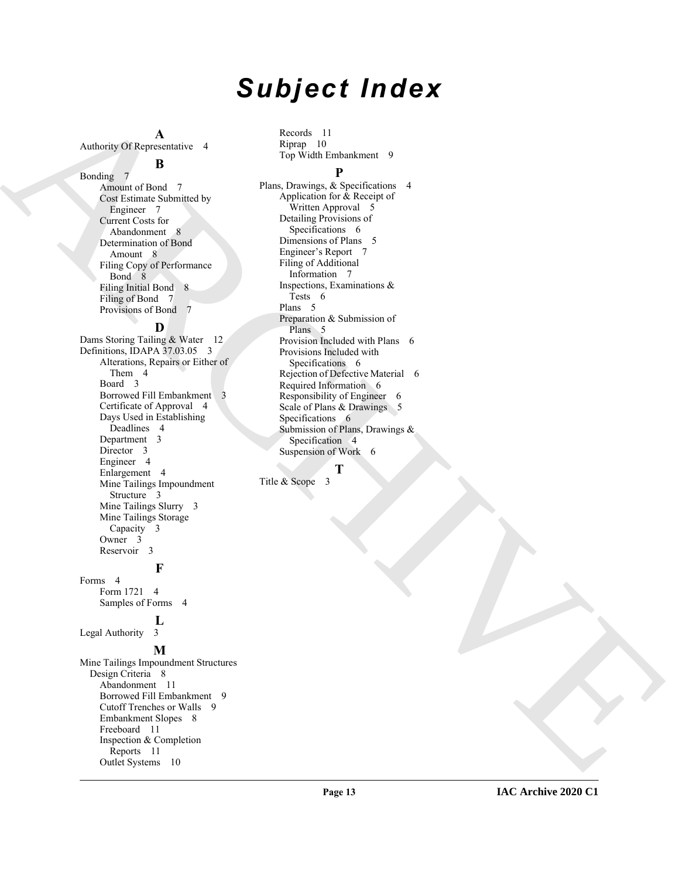# Subject Index

**A**

Authority Of Representative 4

**B**

Bonding 7
- Amount of Bond 7
- Cost Estimate Submitted by Engineer 7
- Current Costs for Abandonment 8
- Determination of Bond Amount 8
- Filing Copy of Performance Bond 8
- Filing Initial Bond 8
- Filing of Bond 7
- Provisions of Bond 7

**D**

Dams Storing Tailing & Water 12

Definitions, IDAPA 37.03.05 3
- Alterations, Repairs or Either of Them 4
- Board 3
- Borrowed Fill Embankment 3
- Certificate of Approval 4
- Days Used in Establishing Deadlines 4
- Department 3
- Director 3
- Engineer 4
- Enlargement 4
- Mine Tailings Impoundment Structure 3
- Mine Tailings Slurry 3
- Mine Tailings Storage Capacity 3
- Owner 3
- Reservoir 3

**F**

Forms 4
- Form 1721 4
- Samples of Forms 4

**L**

Legal Authority 3

**M**

Mine Tailings Impoundment Structures Design Criteria 8
- Abandonment 11
- Borrowed Fill Embankment 9
- Cutoff Trenches or Walls 9
- Embankment Slopes 8
- Freeboard 11
- Inspection & Completion Reports 11
- Outlet Systems 10
- Records 11
- Riprap 10
- Top Width Embankment 9

**P**

Plans, Drawings, & Specifications 4
- Application for & Receipt of Written Approval 5
- Detailing Provisions of Specifications 6
- Dimensions of Plans 5
- Engineer's Report 7
- Filing of Additional Information 7
- Inspections, Examinations & Tests 6
- Plans 5
- Preparation & Submission of Plans 5
- Provision Included with Plans 6
- Provisions Included with Specifications 6
- Rejection of Defective Material 6
- Required Information 6
- Responsibility of Engineer 6
- Scale of Plans & Drawings 5
- Specifications 6
- Submission of Plans, Drawings & Specification 4
- Suspension of Work 6

**T**

Title & Scope 3